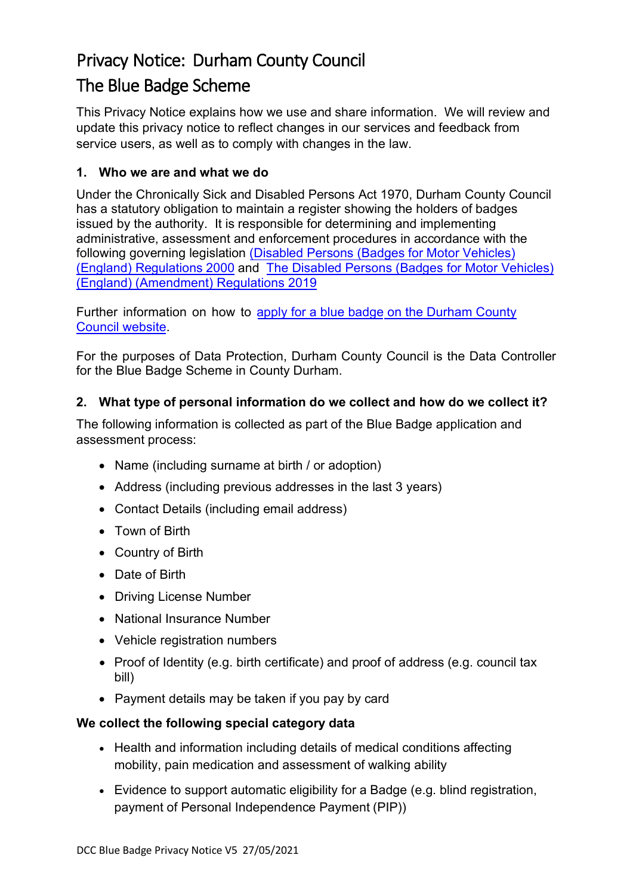# Privacy Notice: Durham County Council

# The Blue Badge Scheme

This Privacy Notice explains how we use and share information. We will review and update this privacy notice to reflect changes in our services and feedback from service users, as well as to comply with changes in the law.

### 1. Who we are and what we do

Under the Chronically Sick and Disabled Persons Act 1970, Durham County Council has a statutory obligation to maintain a register showing the holders of badges issued by the authority. It is responsible for determining and implementing administrative, assessment and enforcement procedures in accordance with the following governing legislation (Disabled Persons (Badges for Motor Vehicles) (England) Regulations 2000 and The Disabled Persons (Badges for Motor Vehicles) (England) (Amendment) Regulations 2019

Further information on how to apply for a blue badge on the Durham County Council website.

For the purposes of Data Protection, Durham County Council is the Data Controller for the Blue Badge Scheme in County Durham.

### 2. What type of personal information do we collect and how do we collect it?

The following information is collected as part of the Blue Badge application and assessment process:

- Name (including surname at birth / or adoption)
- Address (including previous addresses in the last 3 years)
- Contact Details (including email address)
- Town of Birth
- Country of Birth
- Date of Birth
- Driving License Number
- National Insurance Number
- Vehicle registration numbers
- Proof of Identity (e.g. birth certificate) and proof of address (e.g. council tax bill)
- Payment details may be taken if you pay by card

**We collect the following special category data**

- Health and information including details of medical conditions affecting mobility, pain medication and assessment of walking ability
- Evidence to support automatic eligibility for a Badge (e.g. blind registration, payment of Personal Independence Payment (PIP))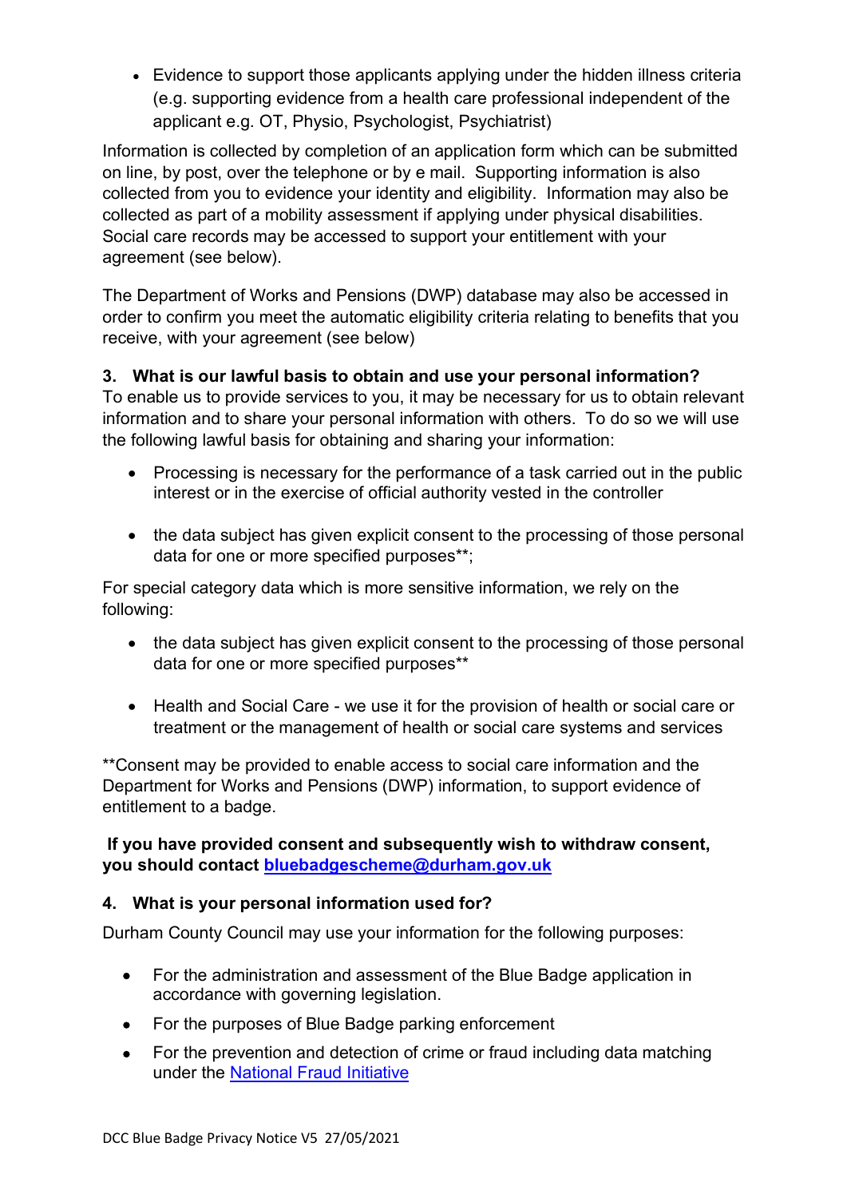- Evidence to support those applicants applying under the hidden illness criteria (e.g. supporting evidence from a health care professional independent of the applicant e.g. OT, Physio, Psychologist, Psychiatrist)

Information is collected by completion of an application form which can be submitted on line, by post, over the telephone or by e mail. Supporting information is also collected from you to evidence your identity and eligibility. Information may also be collected as part of a mobility assessment if applying under physical disabilities. Social care records may be accessed to support your entitlement with your agreement (see below).

The Department of Works and Pensions (DWP) database may also be accessed in order to confirm you meet the automatic eligibility criteria relating to benefits that you receive, with your agreement (see below)

### 3. What is our lawful basis to obtain and use your personal information?

To enable us to provide services to you, it may be necessary for us to obtain relevant information and to share your personal information with others. To do so we will use the following lawful basis for obtaining and sharing your information:

- Processing is necessary for the performance of a task carried out in the public interest or in the exercise of official authority vested in the controller
- the data subject has given explicit consent to the processing of those personal data for one or more specified purposes**;

For special category data which is more sensitive information, we rely on the following:

- the data subject has given explicit consent to the processing of those personal data for one or more specified purposes**
- Health and Social Care - we use it for the provision of health or social care or treatment or the management of health or social care systems and services

**Consent may be provided to enable access to social care information and the Department for Works and Pensions (DWP) information, to support evidence of entitlement to a badge.

**If you have provided consent and subsequently wish to withdraw consent, you should contact [bluebadgescheme@durham.gov.uk](mailto:bluebadgescheme@durham.gov.uk)**

### 4. What is your personal information used for?

Durham County Council may use your information for the following purposes:

- For the administration and assessment of the Blue Badge application in accordance with governing legislation.
- For the purposes of Blue Badge parking enforcement
- For the prevention and detection of crime or fraud including data matching under the National Fraud Initiative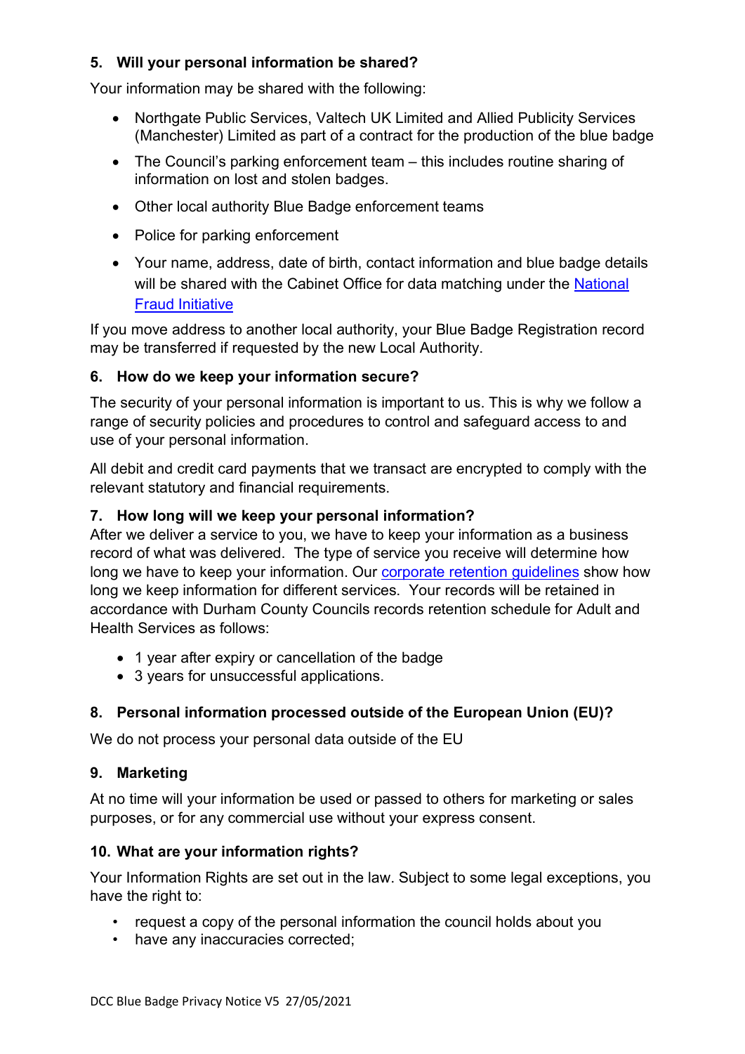## 5. Will your personal information be shared?

Your information may be shared with the following:

- Northgate Public Services, Valtech UK Limited and Allied Publicity Services (Manchester) Limited as part of a contract for the production of the blue badge
- The Council's parking enforcement team – this includes routine sharing of information on lost and stolen badges.
- Other local authority Blue Badge enforcement teams
- Police for parking enforcement
- Your name, address, date of birth, contact information and blue badge details will be shared with the Cabinet Office for data matching under the National Fraud Initiative

If you move address to another local authority, your Blue Badge Registration record may be transferred if requested by the new Local Authority.

## 6. How do we keep your information secure?

The security of your personal information is important to us. This is why we follow a range of security policies and procedures to control and safeguard access to and use of your personal information.

All debit and credit card payments that we transact are encrypted to comply with the relevant statutory and financial requirements.

## 7. How long will we keep your personal information?

After we deliver a service to you, we have to keep your information as a business record of what was delivered. The type of service you receive will determine how long we have to keep your information. Our corporate retention guidelines show how long we keep information for different services. Your records will be retained in accordance with Durham County Councils records retention schedule for Adult and Health Services as follows:

- 1 year after expiry or cancellation of the badge
- 3 years for unsuccessful applications.

## 8. Personal information processed outside of the European Union (EU)?

We do not process your personal data outside of the EU

## 9. Marketing

At no time will your information be used or passed to others for marketing or sales purposes, or for any commercial use without your express consent.

## 10. What are your information rights?

Your Information Rights are set out in the law. Subject to some legal exceptions, you have the right to:

- request a copy of the personal information the council holds about you
- have any inaccuracies corrected;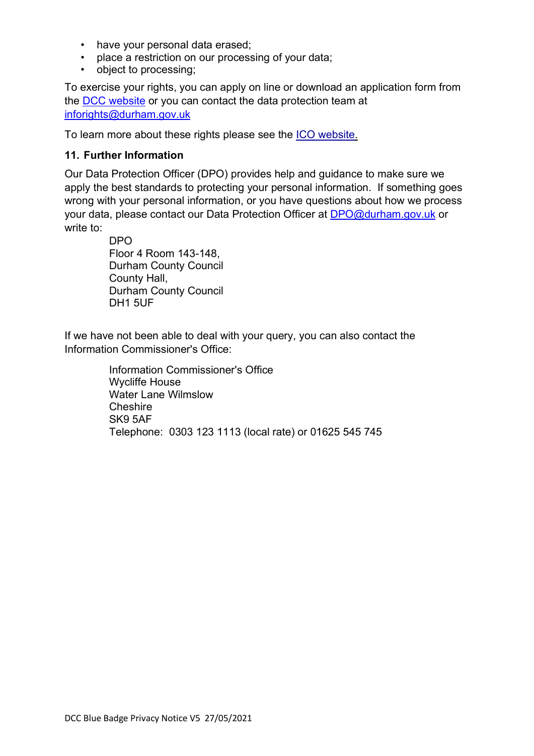- have your personal data erased;
- place a restriction on our processing of your data;
- object to processing;

To exercise your rights, you can apply on line or download an application form from the DCC website or you can contact the data protection team at inforights@durham.gov.uk

To learn more about these rights please see the ICO website.

## 11. Further Information

Our Data Protection Officer (DPO) provides help and guidance to make sure we apply the best standards to protecting your personal information. If something goes wrong with your personal information, or you have questions about how we process your data, please contact our Data Protection Officer at DPO@durham.gov.uk or write to:

DPO
Floor 4 Room 143-148,
Durham County Council
County Hall,
Durham County Council
DH1 5UF

If we have not been able to deal with your query, you can also contact the Information Commissioner's Office:

Information Commissioner's Office
Wycliffe House
Water Lane Wilmslow
Cheshire
SK9 5AF
Telephone: 0303 123 1113 (local rate) or 01625 545 745

DCC Blue Badge Privacy Notice V5 27/05/2021